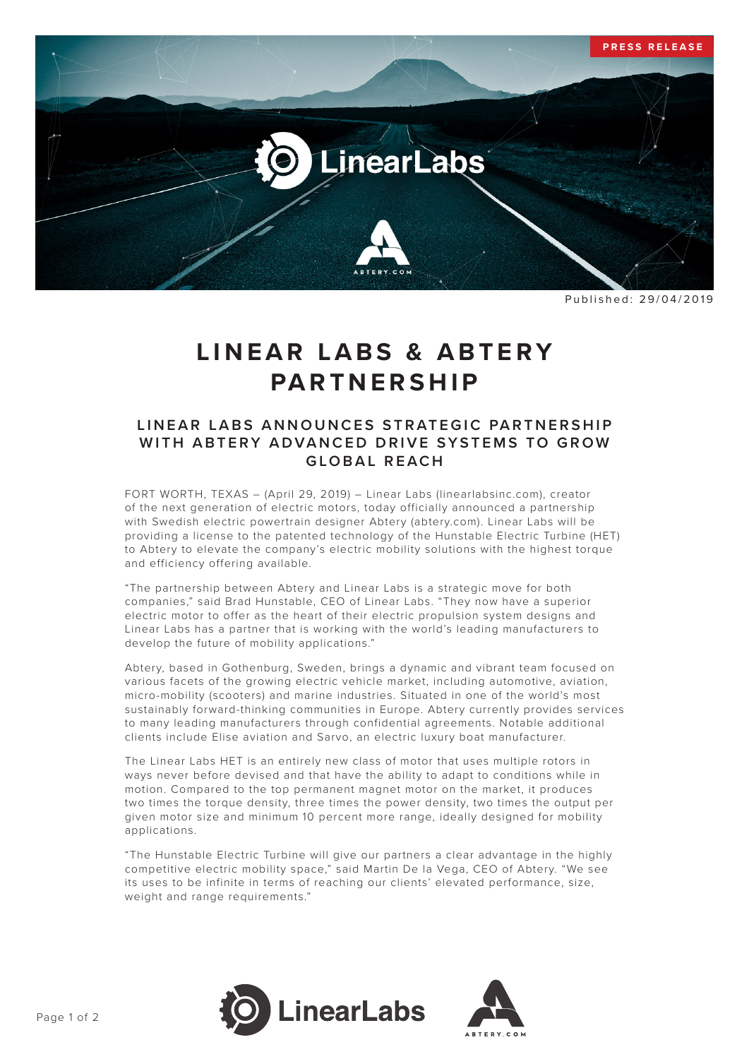PRESS RELEASE

Published: 29/04/2019

# LINEAR LABS & ABTERY PARTNERSHIP

## LINEAR LABS ANNOUNCES STRATEGIC PARTNERSHIP WITH ABTERY ADVANCED DRIVE SYSTEMS TO GROW GLOBAL REACH

FORT WORTH, TEXAS – (April 29, 2019) – Linear Labs (linearlabsinc.com), creator of the next generation of electric motors, today officially announced a partnership with Swedish electric powertrain designer Abtery (abtery.com). Linear Labs will be providing a license to the patented technology of the Hunstable Electric Turbine (HET) to Abtery to elevate the company's electric mobility solutions with the highest torque and efficiency offering available.

"The partnership between Abtery and Linear Labs is a strategic move for both companies," said Brad Hunstable, CEO of Linear Labs. "They now have a superior electric motor to offer as the heart of their electric propulsion system designs and Linear Labs has a partner that is working with the world's leading manufacturers to develop the future of mobility applications."

Abtery, based in Gothenburg, Sweden, brings a dynamic and vibrant team focused on various facets of the growing electric vehicle market, including automotive, aviation, micro-mobility (scooters) and marine industries. Situated in one of the world's most sustainably forward-thinking communities in Europe. Abtery currently provides services to many leading manufacturers through confidential agreements. Notable additional clients include Elise aviation and Sarvo, an electric luxury boat manufacturer.

The Linear Labs HET is an entirely new class of motor that uses multiple rotors in ways never before devised and that have the ability to adapt to conditions while in motion. Compared to the top permanent magnet motor on the market, it produces two times the torque density, three times the power density, two times the output per given motor size and minimum 10 percent more range, ideally designed for mobility applications.

"The Hunstable Electric Turbine will give our partners a clear advantage in the highly competitive electric mobility space," said Martin De la Vega, CEO of Abtery. "We see its uses to be infinite in terms of reaching our clients' elevated performance, size, weight and range requirements."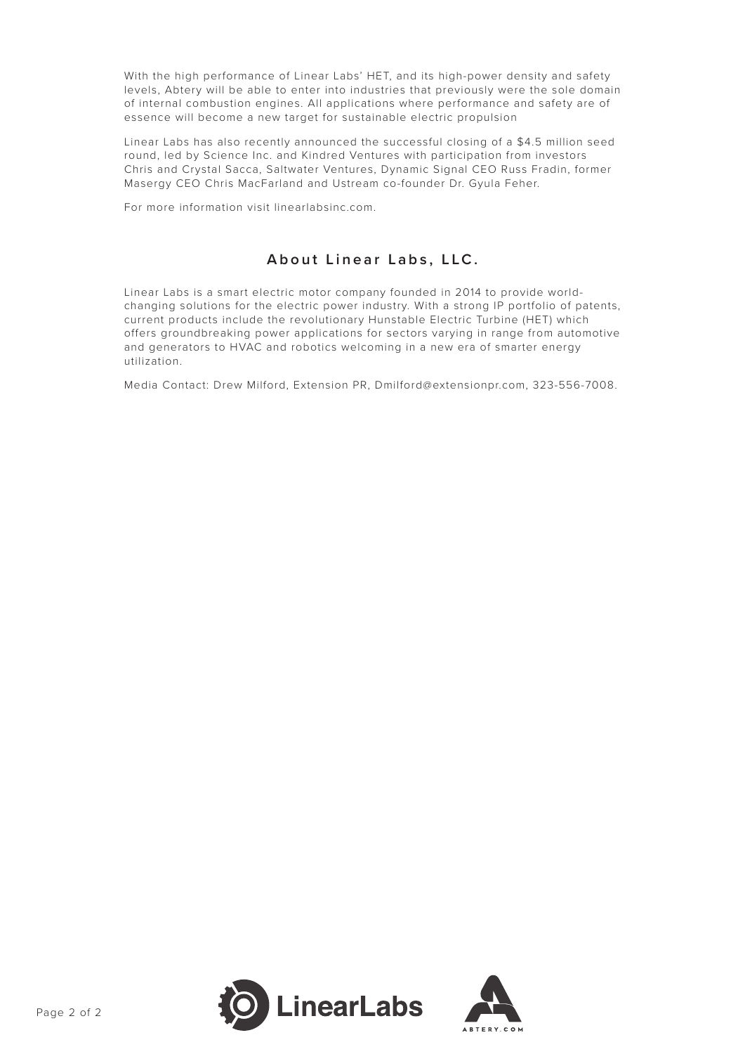With the high performance of Linear Labs' HET, and its high-power density and safety levels, Abtery will be able to enter into industries that previously were the sole domain of internal combustion engines. All applications where performance and safety are of essence will become a new target for sustainable electric propulsion

Linear Labs has also recently announced the successful closing of a $4.5 million seed round, led by Science Inc. and Kindred Ventures with participation from investors Chris and Crystal Sacca, Saltwater Ventures, Dynamic Signal CEO Russ Fradin, former Masergy CEO Chris MacFarland and Ustream co-founder Dr. Gyula Feher.

For more information visit linearlabsinc.com.

## About Linear Labs, LLC.

Linear Labs is a smart electric motor company founded in 2014 to provide world-changing solutions for the electric power industry. With a strong IP portfolio of patents, current products include the revolutionary Hunstable Electric Turbine (HET) which offers groundbreaking power applications for sectors varying in range from automotive and generators to HVAC and robotics welcoming in a new era of smarter energy utilization.

Media Contact: Drew Milford, Extension PR, Dmilford@extensionpr.com, 323-556-7008.

LinearLabs

ABTERY.COM